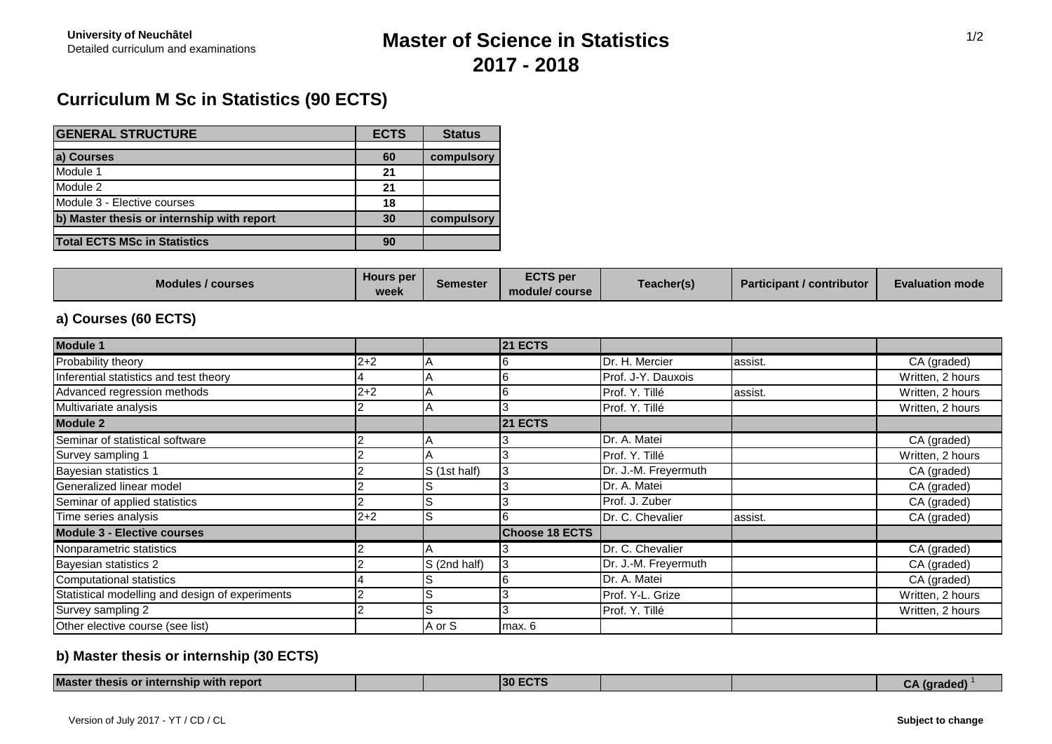**University of Neuchâtel**
Detailed curriculum and examinations

# Master of Science in Statistics 2017 - 2018

## Curriculum M Sc in Statistics (90 ECTS)

| GENERAL STRUCTURE | ECTS | Status |
|---|---|---|
| **a) Courses** | **60** | **compulsory** |
| Module 1 | **21** | |
| Module 2 | **21** | |
| Module 3 - Elective courses | **18** | |
| **b) Master thesis or internship with report** | **30** | **compulsory** |
| **Total ECTS MSc in Statistics** | **90** | |

| Modules / courses | Hours per week | Semester | ECTS per module/ course | Teacher(s) | Participant / contributor | Evaluation mode |
|---|---|---|---|---|---|---|
| **a) Courses (60 ECTS)** | | | | | | |
| **Module 1** | | | **21 ECTS** | | | |
| Probability theory | 2+2 | A | 6 | Dr. H. Mercier | assist. | CA (graded) |
| Inferential statistics and test theory | 4 | A | 6 | Prof. J-Y. Dauxois | | Written, 2 hours |
| Advanced regression methods | 2+2 | A | 6 | Prof. Y. Tillé | assist. | Written, 2 hours |
| Multivariate analysis | 2 | A | 3 | Prof. Y. Tillé | | Written, 2 hours |
| **Module 2** | | | **21 ECTS** | | | |
| Seminar of statistical software | 2 | A | 3 | Dr. A. Matei | | CA (graded) |
| Survey sampling 1 | 2 | A | 3 | Prof. Y. Tillé | | Written, 2 hours |
| Bayesian statistics 1 | 2 | S (1st half) | 3 | Dr. J.-M. Freyermuth | | CA (graded) |
| Generalized linear model | 2 | S | 3 | Dr. A. Matei | | CA (graded) |
| Seminar of applied statistics | 2 | S | 3 | Prof. J. Zuber | | CA (graded) |
| Time series analysis | 2+2 | S | 6 | Dr. C. Chevalier | assist. | CA (graded) |
| **Module 3 - Elective courses** | | | **Choose 18 ECTS** | | | |
| Nonparametric statistics | 2 | A | 3 | Dr. C. Chevalier | | CA (graded) |
| Bayesian statistics 2 | 2 | S (2nd half) | 3 | Dr. J.-M. Freyermuth | | CA (graded) |
| Computational statistics | 4 | S | 6 | Dr. A. Matei | | CA (graded) |
| Statistical modelling and design of experiments | 2 | S | 3 | Prof. Y-L. Grize | | Written, 2 hours |
| Survey sampling 2 | 2 | S | 3 | Prof. Y. Tillé | | Written, 2 hours |
| Other elective course (see list) | | A or S | max. 6 | | | |
| **b) Master thesis or internship (30 ECTS)** | | | | | | |
| **Master thesis or internship with report** | | | **30 ECTS** | | | **CA (graded)** [1] |

Version of July 2017 - YT / CD / CL

**Subject to change**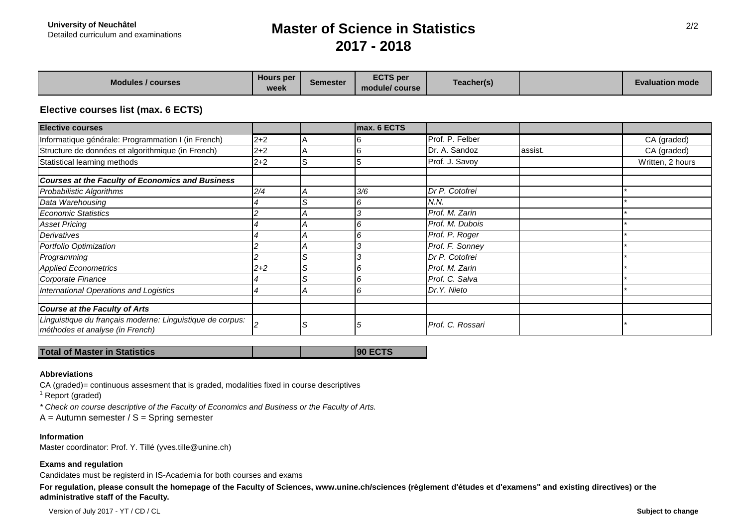**University of Neuchâtel**
Detailed curriculum and examinations

# Master of Science in Statistics
# 2017 - 2018

| Modules / courses | Hours per week | Semester | ECTS per module/ course | Teacher(s) | | Evaluation mode |
|---|---|---|---|---|---|---|

## Elective courses list (max. 6 ECTS)

| **Elective courses** | | | **max. 6 ECTS** | | | |
|---|---|---|---|---|---|---|
| Informatique générale: Programmation I (in French) | 2+2 | A | 6 | Prof. P. Felber | | CA (graded) |
| Structure de données et algorithmique (in French) | 2+2 | A | 6 | Dr. A. Sandoz | assist. | CA (graded) |
| Statistical learning methods | 2+2 | S | 5 | Prof. J. Savoy | | Written, 2 hours |
| | | | | | | |
| ***Courses at the Faculty of Economics and Business*** | | | | | | |
| *Probabilistic Algorithms* | *2/4* | *A* | *3/6* | *Dr P. Cotofrei* | | * |
| *Data Warehousing* | *4* | *S* | *6* | *N.N.* | | * |
| *Economic Statistics* | *2* | *A* | *3* | *Prof. M. Zarin* | | * |
| *Asset Pricing* | *4* | *A* | *6* | *Prof. M. Dubois* | | * |
| *Derivatives* | *4* | *A* | *6* | *Prof. P. Roger* | | * |
| *Portfolio Optimization* | *2* | *A* | *3* | *Prof. F. Sonney* | | * |
| *Programming* | *2* | *S* | *3* | *Dr P. Cotofrei* | | * |
| *Applied Econometrics* | *2+2* | *S* | *6* | *Prof. M. Zarin* | | * |
| *Corporate Finance* | *4* | *S* | *6* | *Prof. C. Salva* | | * |
| *International Operations and Logistics* | *4* | *A* | *6* | *Dr.Y. Nieto* | | * |
| | | | | | | |
| ***Course at the Faculty of Arts*** | | | | | | |
| *Linguistique du français moderne: Linguistique de corpus: méthodes et analyse (in French)* | *2* | *S* | *5* | *Prof. C. Rossari* | | * |

| **Total of Master in Statistics** | | | **90 ECTS** |
|---|---|---|---|

**Abbreviations**

CA (graded)= continuous assesment that is graded, modalities fixed in course descriptives

[1] Report (graded)

*\* Check on course descriptive of the Faculty of Economics and Business or the Faculty of Arts.*

A = Autumn semester / S = Spring semester

**Information**

Master coordinator: Prof. Y. Tillé (yves.tille@unine.ch)

**Exams and regulation**

Candidates must be registerd in IS-Academia for both courses and exams

**For regulation, please consult the homepage of the Faculty of Sciences, www.unine.ch/sciences (règlement d'études et d'examens" and existing directives) or the administrative staff of the Faculty.**

Version of July 2017 - YT / CD / CL

**Subject to change**